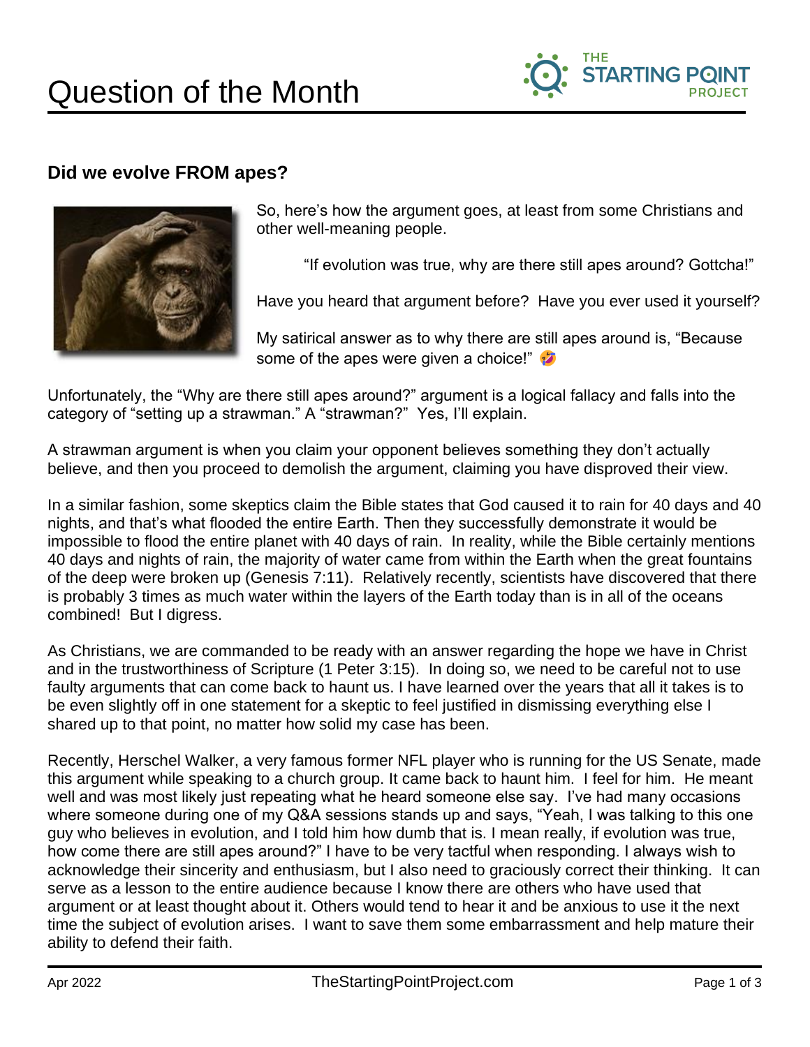# Question of the Month

## Did we evolve FROM apes?

So, here's how the argument goes, at least from some Christians and other well-meaning people.

> "If evolution was true, why are there still apes around? Gottcha!"

Have you heard that argument before? Have you ever used it yourself?

My satirical answer as to why there are still apes around is, "Because some of the apes were given a choice!" 🤣

Unfortunately, the "Why are there still apes around?" argument is a logical fallacy and falls into the category of "setting up a strawman." A "strawman?" Yes, I'll explain.

A strawman argument is when you claim your opponent believes something they don't actually believe, and then you proceed to demolish the argument, claiming you have disproved their view.

In a similar fashion, some skeptics claim the Bible states that God caused it to rain for 40 days and 40 nights, and that's what flooded the entire Earth. Then they successfully demonstrate it would be impossible to flood the entire planet with 40 days of rain. In reality, while the Bible certainly mentions 40 days and nights of rain, the majority of water came from within the Earth when the great fountains of the deep were broken up (Genesis 7:11). Relatively recently, scientists have discovered that there is probably 3 times as much water within the layers of the Earth today than is in all of the oceans combined! But I digress.

As Christians, we are commanded to be ready with an answer regarding the hope we have in Christ and in the trustworthiness of Scripture (1 Peter 3:15). In doing so, we need to be careful not to use faulty arguments that can come back to haunt us. I have learned over the years that all it takes is to be even slightly off in one statement for a skeptic to feel justified in dismissing everything else I shared up to that point, no matter how solid my case has been.

Recently, Herschel Walker, a very famous former NFL player who is running for the US Senate, made this argument while speaking to a church group. It came back to haunt him. I feel for him. He meant well and was most likely just repeating what he heard someone else say. I've had many occasions where someone during one of my Q&A sessions stands up and says, "Yeah, I was talking to this one guy who believes in evolution, and I told him how dumb that is. I mean really, if evolution was true, how come there are still apes around?" I have to be very tactful when responding. I always wish to acknowledge their sincerity and enthusiasm, but I also need to graciously correct their thinking. It can serve as a lesson to the entire audience because I know there are others who have used that argument or at least thought about it. Others would tend to hear it and be anxious to use it the next time the subject of evolution arises. I want to save them some embarrassment and help mature their ability to defend their faith.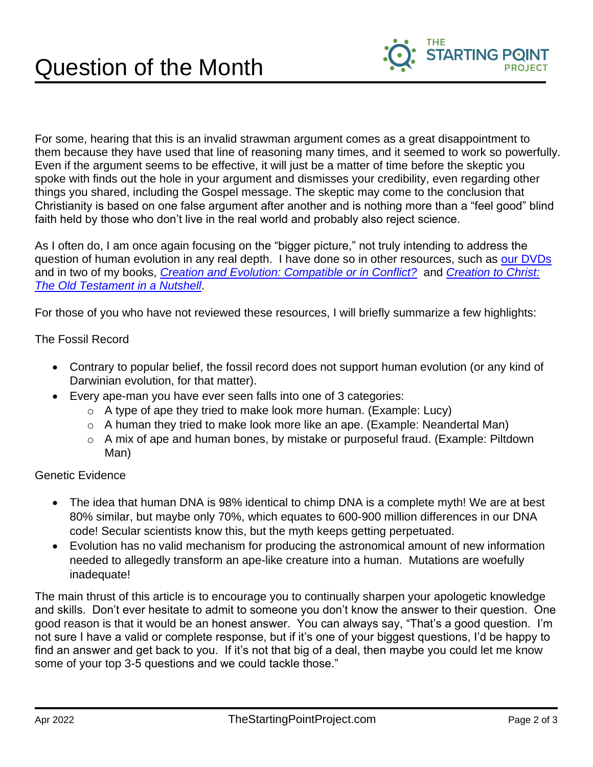For some, hearing that this is an invalid strawman argument comes as a great disappointment to them because they have used that line of reasoning many times, and it seemed to work so powerfully. Even if the argument seems to be effective, it will just be a matter of time before the skeptic you spoke with finds out the hole in your argument and dismisses your credibility, even regarding other things you shared, including the Gospel message. The skeptic may come to the conclusion that Christianity is based on one false argument after another and is nothing more than a "feel good" blind faith held by those who don't live in the real world and probably also reject science.

As I often do, I am once again focusing on the "bigger picture," not truly intending to address the question of human evolution in any real depth. I have done so in other resources, such as our DVDs and in two of my books, *Creation and Evolution: Compatible or in Conflict?* and *Creation to Christ: The Old Testament in a Nutshell*.

For those of you who have not reviewed these resources, I will briefly summarize a few highlights:

The Fossil Record

- Contrary to popular belief, the fossil record does not support human evolution (or any kind of Darwinian evolution, for that matter).
- Every ape-man you have ever seen falls into one of 3 categories:
  - A type of ape they tried to make look more human. (Example: Lucy)
  - A human they tried to make look more like an ape. (Example: Neandertal Man)
  - A mix of ape and human bones, by mistake or purposeful fraud. (Example: Piltdown Man)

Genetic Evidence

- The idea that human DNA is 98% identical to chimp DNA is a complete myth! We are at best 80% similar, but maybe only 70%, which equates to 600-900 million differences in our DNA code! Secular scientists know this, but the myth keeps getting perpetuated.
- Evolution has no valid mechanism for producing the astronomical amount of new information needed to allegedly transform an ape-like creature into a human. Mutations are woefully inadequate!

The main thrust of this article is to encourage you to continually sharpen your apologetic knowledge and skills. Don't ever hesitate to admit to someone you don't know the answer to their question. One good reason is that it would be an honest answer. You can always say, "That's a good question. I'm not sure I have a valid or complete response, but if it's one of your biggest questions, I'd be happy to find an answer and get back to you. If it's not that big of a deal, then maybe you could let me know some of your top 3-5 questions and we could tackle those."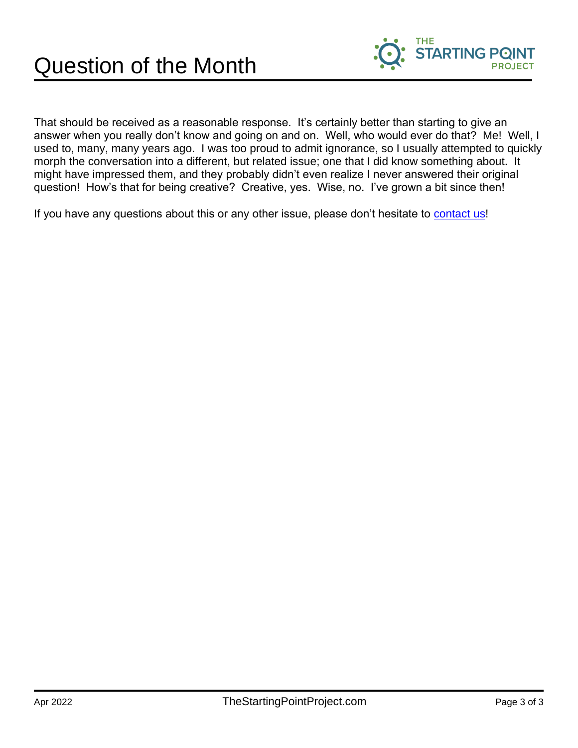That should be received as a reasonable response.  It's certainly better than starting to give an answer when you really don't know and going on and on.  Well, who would ever do that?  Me!  Well, I used to, many, many years ago.  I was too proud to admit ignorance, so I usually attempted to quickly morph the conversation into a different, but related issue; one that I did know something about.  It might have impressed them, and they probably didn't even realize I never answered their original question!  How's that for being creative?  Creative, yes.  Wise, no.  I've grown a bit since then!

If you have any questions about this or any other issue, please don't hesitate to contact us!